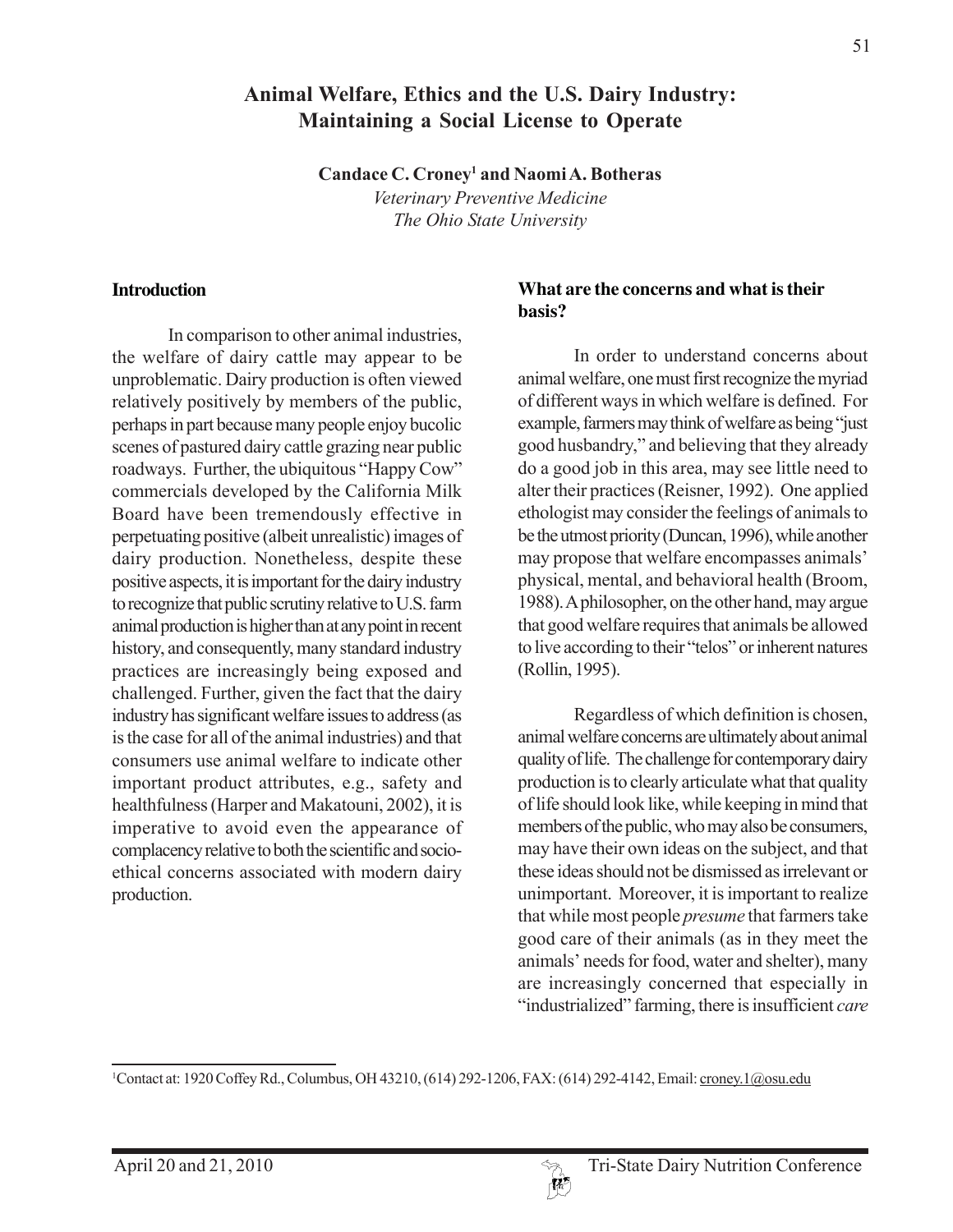# Animal Welfare, Ethics and the U.S. Dairy Industry: Maintaining a Social License to Operate

**Candace C. Croney[1] and Naomi A. Botheras**

*Veterinary Preventive Medicine*
*The Ohio State University*

## Introduction

In comparison to other animal industries, the welfare of dairy cattle may appear to be unproblematic. Dairy production is often viewed relatively positively by members of the public, perhaps in part because many people enjoy bucolic scenes of pastured dairy cattle grazing near public roadways. Further, the ubiquitous "Happy Cow" commercials developed by the California Milk Board have been tremendously effective in perpetuating positive (albeit unrealistic) images of dairy production. Nonetheless, despite these positive aspects, it is important for the dairy industry to recognize that public scrutiny relative to U.S. farm animal production is higher than at any point in recent history, and consequently, many standard industry practices are increasingly being exposed and challenged. Further, given the fact that the dairy industry has significant welfare issues to address (as is the case for all of the animal industries) and that consumers use animal welfare to indicate other important product attributes, e.g., safety and healthfulness (Harper and Makatouni, 2002), it is imperative to avoid even the appearance of complacency relative to both the scientific and socio-ethical concerns associated with modern dairy production.

## What are the concerns and what is their basis?

In order to understand concerns about animal welfare, one must first recognize the myriad of different ways in which welfare is defined. For example, farmers may think of welfare as being "just good husbandry," and believing that they already do a good job in this area, may see little need to alter their practices (Reisner, 1992). One applied ethologist may consider the feelings of animals to be the utmost priority (Duncan, 1996), while another may propose that welfare encompasses animals' physical, mental, and behavioral health (Broom, 1988). A philosopher, on the other hand, may argue that good welfare requires that animals be allowed to live according to their "telos" or inherent natures (Rollin, 1995).

Regardless of which definition is chosen, animal welfare concerns are ultimately about animal quality of life. The challenge for contemporary dairy production is to clearly articulate what that quality of life should look like, while keeping in mind that members of the public, who may also be consumers, may have their own ideas on the subject, and that these ideas should not be dismissed as irrelevant or unimportant. Moreover, it is important to realize that while most people *presume* that farmers take good care of their animals (as in they meet the animals' needs for food, water and shelter), many are increasingly concerned that especially in "industrialized" farming, there is insufficient *care*

[1]Contact at: 1920 Coffey Rd., Columbus, OH 43210, (614) 292-1206, FAX: (614) 292-4142, Email: croney.1@osu.edu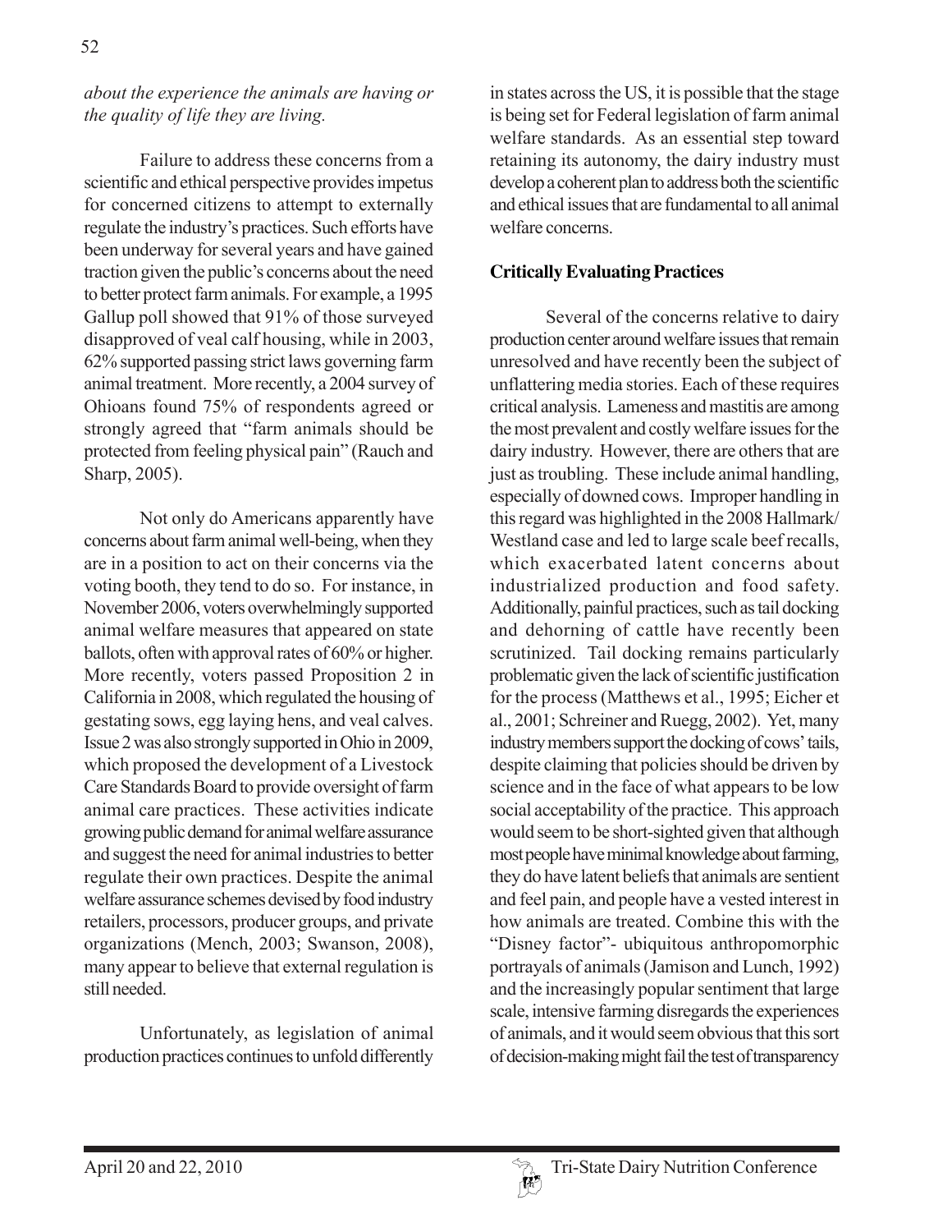*about the experience the animals are having or the quality of life they are living.*

Failure to address these concerns from a scientific and ethical perspective provides impetus for concerned citizens to attempt to externally regulate the industry's practices. Such efforts have been underway for several years and have gained traction given the public's concerns about the need to better protect farm animals. For example, a 1995 Gallup poll showed that 91% of those surveyed disapproved of veal calf housing, while in 2003, 62% supported passing strict laws governing farm animal treatment. More recently, a 2004 survey of Ohioans found 75% of respondents agreed or strongly agreed that "farm animals should be protected from feeling physical pain" (Rauch and Sharp, 2005).

Not only do Americans apparently have concerns about farm animal well-being, when they are in a position to act on their concerns via the voting booth, they tend to do so. For instance, in November 2006, voters overwhelmingly supported animal welfare measures that appeared on state ballots, often with approval rates of 60% or higher. More recently, voters passed Proposition 2 in California in 2008, which regulated the housing of gestating sows, egg laying hens, and veal calves. Issue 2 was also strongly supported in Ohio in 2009, which proposed the development of a Livestock Care Standards Board to provide oversight of farm animal care practices. These activities indicate growing public demand for animal welfare assurance and suggest the need for animal industries to better regulate their own practices. Despite the animal welfare assurance schemes devised by food industry retailers, processors, producer groups, and private organizations (Mench, 2003; Swanson, 2008), many appear to believe that external regulation is still needed.

Unfortunately, as legislation of animal production practices continues to unfold differently in states across the US, it is possible that the stage is being set for Federal legislation of farm animal welfare standards. As an essential step toward retaining its autonomy, the dairy industry must develop a coherent plan to address both the scientific and ethical issues that are fundamental to all animal welfare concerns.

**Critically Evaluating Practices**

Several of the concerns relative to dairy production center around welfare issues that remain unresolved and have recently been the subject of unflattering media stories. Each of these requires critical analysis. Lameness and mastitis are among the most prevalent and costly welfare issues for the dairy industry. However, there are others that are just as troubling. These include animal handling, especially of downed cows. Improper handling in this regard was highlighted in the 2008 Hallmark/Westland case and led to large scale beef recalls, which exacerbated latent concerns about industrialized production and food safety. Additionally, painful practices, such as tail docking and dehorning of cattle have recently been scrutinized. Tail docking remains particularly problematic given the lack of scientific justification for the process (Matthews et al., 1995; Eicher et al., 2001; Schreiner and Ruegg, 2002). Yet, many industry members support the docking of cows' tails, despite claiming that policies should be driven by science and in the face of what appears to be low social acceptability of the practice. This approach would seem to be short-sighted given that although most people have minimal knowledge about farming, they do have latent beliefs that animals are sentient and feel pain, and people have a vested interest in how animals are treated. Combine this with the "Disney factor"- ubiquitous anthropomorphic portrayals of animals (Jamison and Lunch, 1992) and the increasingly popular sentiment that large scale, intensive farming disregards the experiences of animals, and it would seem obvious that this sort of decision-making might fail the test of transparency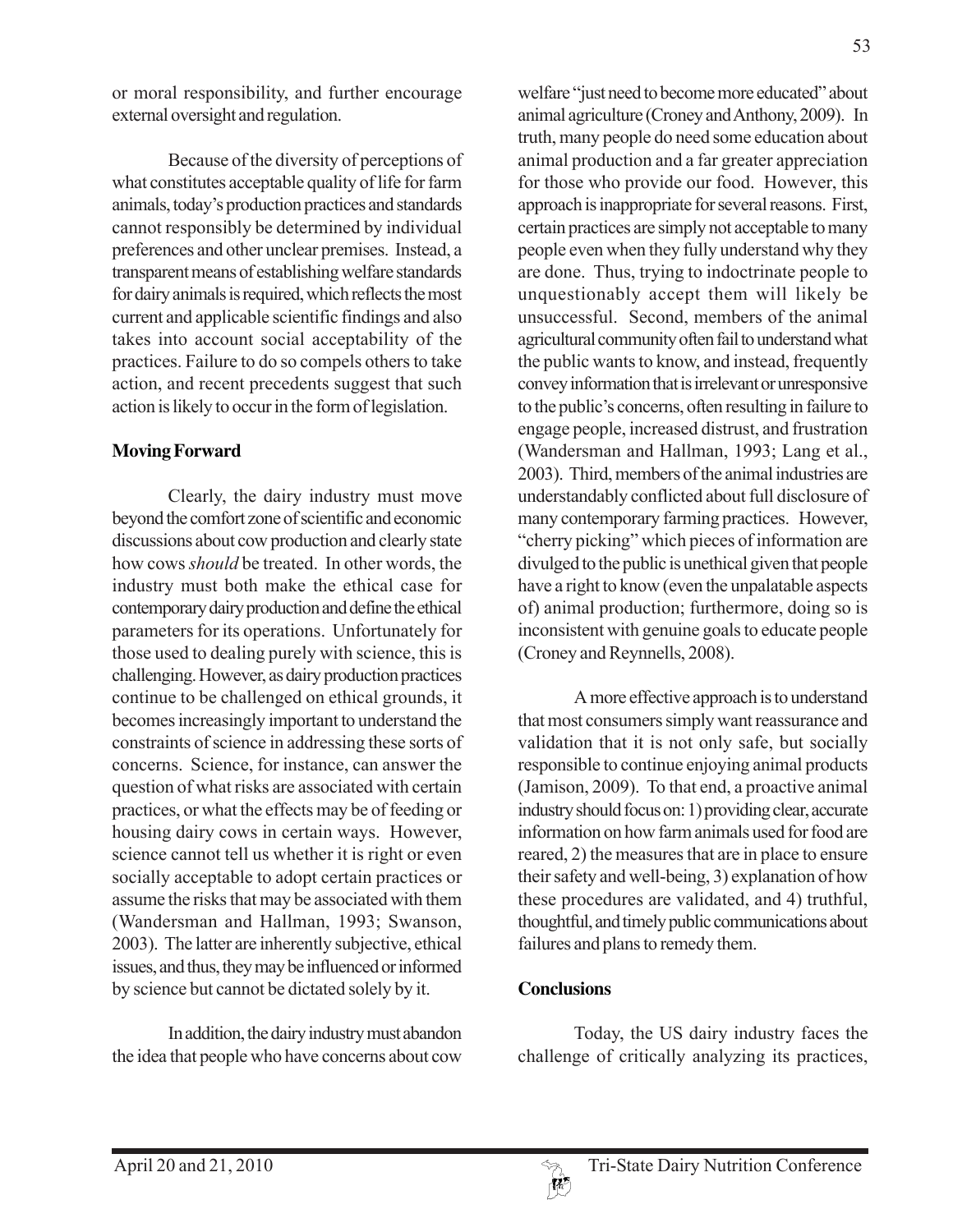or moral responsibility, and further encourage external oversight and regulation.

Because of the diversity of perceptions of what constitutes acceptable quality of life for farm animals, today's production practices and standards cannot responsibly be determined by individual preferences and other unclear premises. Instead, a transparent means of establishing welfare standards for dairy animals is required, which reflects the most current and applicable scientific findings and also takes into account social acceptability of the practices. Failure to do so compels others to take action, and recent precedents suggest that such action is likely to occur in the form of legislation.

## Moving Forward

Clearly, the dairy industry must move beyond the comfort zone of scientific and economic discussions about cow production and clearly state how cows *should* be treated. In other words, the industry must both make the ethical case for contemporary dairy production and define the ethical parameters for its operations. Unfortunately for those used to dealing purely with science, this is challenging. However, as dairy production practices continue to be challenged on ethical grounds, it becomes increasingly important to understand the constraints of science in addressing these sorts of concerns. Science, for instance, can answer the question of what risks are associated with certain practices, or what the effects may be of feeding or housing dairy cows in certain ways. However, science cannot tell us whether it is right or even socially acceptable to adopt certain practices or assume the risks that may be associated with them (Wandersman and Hallman, 1993; Swanson, 2003). The latter are inherently subjective, ethical issues, and thus, they may be influenced or informed by science but cannot be dictated solely by it.

In addition, the dairy industry must abandon the idea that people who have concerns about cow welfare "just need to become more educated" about animal agriculture (Croney and Anthony, 2009). In truth, many people do need some education about animal production and a far greater appreciation for those who provide our food. However, this approach is inappropriate for several reasons. First, certain practices are simply not acceptable to many people even when they fully understand why they are done. Thus, trying to indoctrinate people to unquestionably accept them will likely be unsuccessful. Second, members of the animal agricultural community often fail to understand what the public wants to know, and instead, frequently convey information that is irrelevant or unresponsive to the public's concerns, often resulting in failure to engage people, increased distrust, and frustration (Wandersman and Hallman, 1993; Lang et al., 2003). Third, members of the animal industries are understandably conflicted about full disclosure of many contemporary farming practices. However, "cherry picking" which pieces of information are divulged to the public is unethical given that people have a right to know (even the unpalatable aspects of) animal production; furthermore, doing so is inconsistent with genuine goals to educate people (Croney and Reynnells, 2008).

A more effective approach is to understand that most consumers simply want reassurance and validation that it is not only safe, but socially responsible to continue enjoying animal products (Jamison, 2009). To that end, a proactive animal industry should focus on: 1) providing clear, accurate information on how farm animals used for food are reared, 2) the measures that are in place to ensure their safety and well-being, 3) explanation of how these procedures are validated, and 4) truthful, thoughtful, and timely public communications about failures and plans to remedy them.

## Conclusions

Today, the US dairy industry faces the challenge of critically analyzing its practices,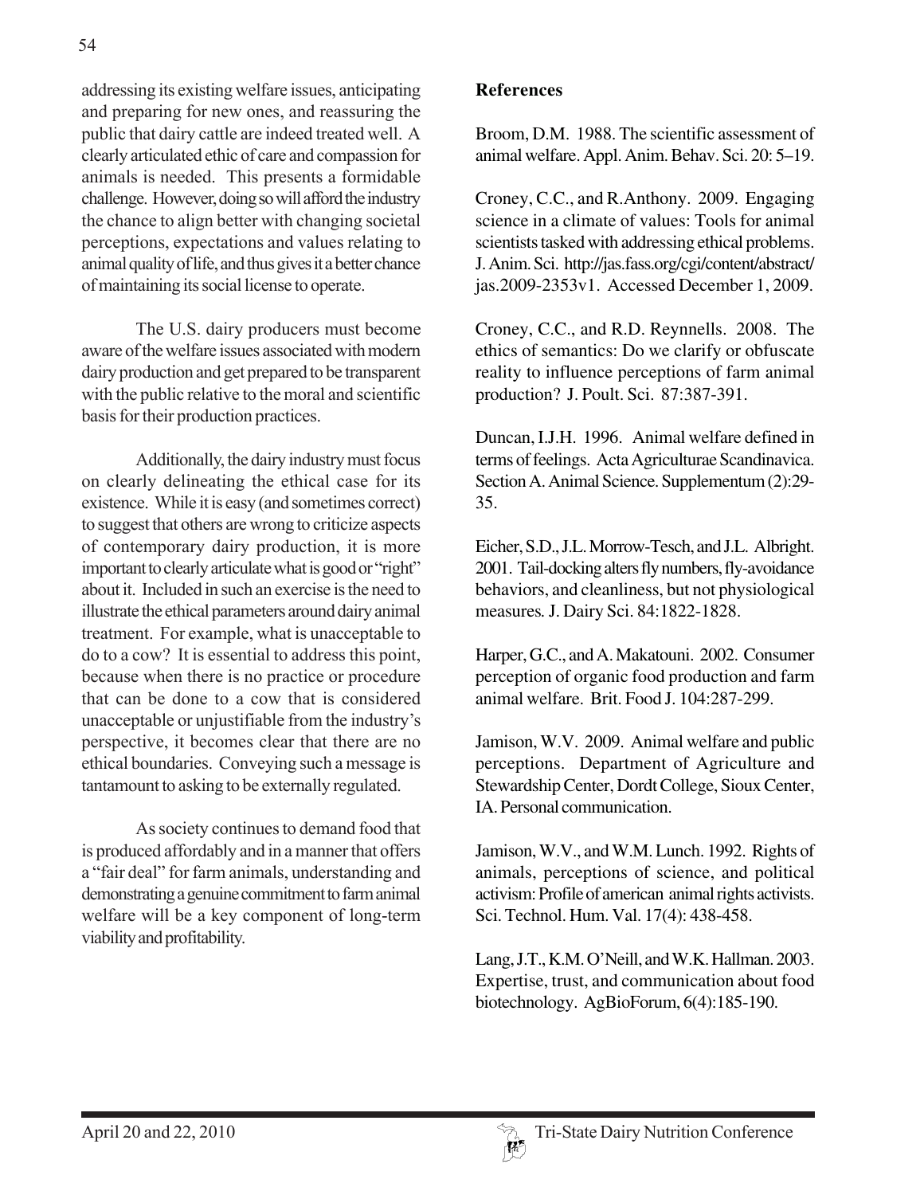addressing its existing welfare issues, anticipating and preparing for new ones, and reassuring the public that dairy cattle are indeed treated well. A clearly articulated ethic of care and compassion for animals is needed. This presents a formidable challenge. However, doing so will afford the industry the chance to align better with changing societal perceptions, expectations and values relating to animal quality of life, and thus gives it a better chance of maintaining its social license to operate.

The U.S. dairy producers must become aware of the welfare issues associated with modern dairy production and get prepared to be transparent with the public relative to the moral and scientific basis for their production practices.

Additionally, the dairy industry must focus on clearly delineating the ethical case for its existence. While it is easy (and sometimes correct) to suggest that others are wrong to criticize aspects of contemporary dairy production, it is more important to clearly articulate what is good or "right" about it. Included in such an exercise is the need to illustrate the ethical parameters around dairy animal treatment. For example, what is unacceptable to do to a cow? It is essential to address this point, because when there is no practice or procedure that can be done to a cow that is considered unacceptable or unjustifiable from the industry's perspective, it becomes clear that there are no ethical boundaries. Conveying such a message is tantamount to asking to be externally regulated.

As society continues to demand food that is produced affordably and in a manner that offers a "fair deal" for farm animals, understanding and demonstrating a genuine commitment to farm animal welfare will be a key component of long-term viability and profitability.

**References**

Broom, D.M. 1988. The scientific assessment of animal welfare. Appl. Anim. Behav. Sci. 20: 5–19.

Croney, C.C., and R.Anthony. 2009. Engaging science in a climate of values: Tools for animal scientists tasked with addressing ethical problems. J. Anim. Sci. http://jas.fass.org/cgi/content/abstract/jas.2009-2353v1. Accessed December 1, 2009.

Croney, C.C., and R.D. Reynnells. 2008. The ethics of semantics: Do we clarify or obfuscate reality to influence perceptions of farm animal production? J. Poult. Sci. 87:387-391.

Duncan, I.J.H. 1996. Animal welfare defined in terms of feelings. Acta Agriculturae Scandinavica. Section A. Animal Science. Supplementum (2):29-35.

Eicher, S.D., J.L. Morrow-Tesch, and J.L. Albright. 2001. Tail-docking alters fly numbers, fly-avoidance behaviors, and cleanliness, but not physiological measures. J. Dairy Sci. 84:1822-1828.

Harper, G.C., and A. Makatouni. 2002. Consumer perception of organic food production and farm animal welfare. Brit. Food J. 104:287-299.

Jamison, W.V. 2009. Animal welfare and public perceptions. Department of Agriculture and Stewardship Center, Dordt College, Sioux Center, IA. Personal communication.

Jamison, W.V., and W.M. Lunch. 1992. Rights of animals, perceptions of science, and political activism: Profile of american animal rights activists. Sci. Technol. Hum. Val. 17(4): 438-458.

Lang, J.T., K.M. O'Neill, and W.K. Hallman. 2003. Expertise, trust, and communication about food biotechnology. AgBioForum, 6(4):185-190.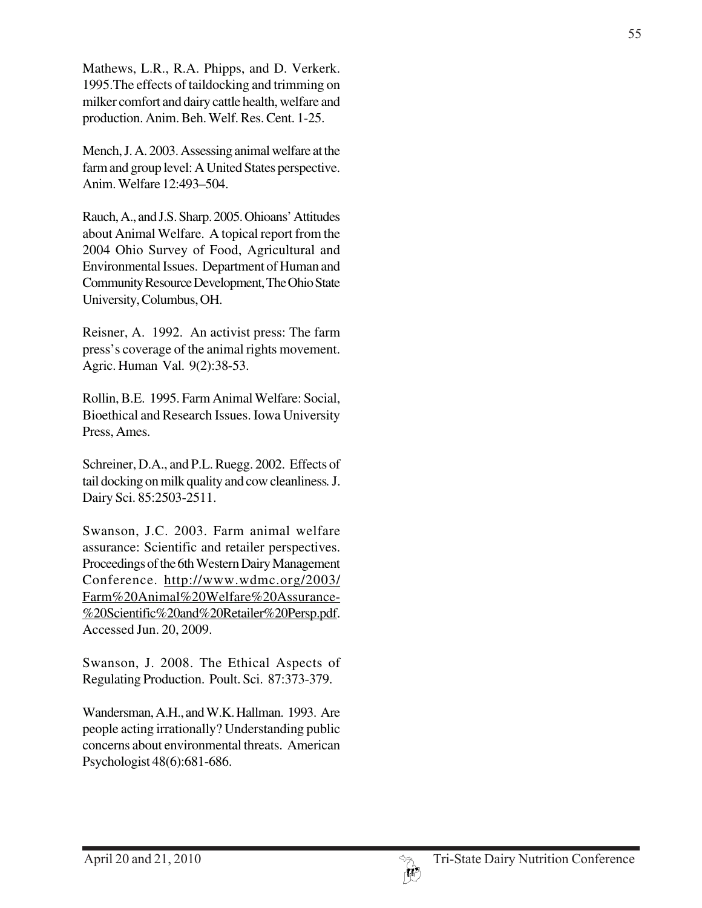Mathews, L.R., R.A. Phipps, and D. Verkerk. 1995.The effects of taildocking and trimming on milker comfort and dairy cattle health, welfare and production. Anim. Beh. Welf. Res. Cent. 1-25.

Mench, J. A. 2003. Assessing animal welfare at the farm and group level: A United States perspective. Anim. Welfare 12:493–504.

Rauch, A., and J.S. Sharp. 2005. Ohioans' Attitudes about Animal Welfare. A topical report from the 2004 Ohio Survey of Food, Agricultural and Environmental Issues. Department of Human and Community Resource Development, The Ohio State University, Columbus, OH.

Reisner, A. 1992. An activist press: The farm press's coverage of the animal rights movement. Agric. Human Val. 9(2):38-53.

Rollin, B.E. 1995. Farm Animal Welfare: Social, Bioethical and Research Issues. Iowa University Press, Ames.

Schreiner, D.A., and P.L. Ruegg. 2002. Effects of tail docking on milk quality and cow cleanliness. J. Dairy Sci. 85:2503-2511.

Swanson, J.C. 2003. Farm animal welfare assurance: Scientific and retailer perspectives. Proceedings of the 6th Western Dairy Management Conference. http://www.wdmc.org/2003/Farm%20Animal%20Welfare%20Assurance-%20Scientific%20and%20Retailer%20Persp.pdf. Accessed Jun. 20, 2009.

Swanson, J. 2008. The Ethical Aspects of Regulating Production. Poult. Sci. 87:373-379.

Wandersman, A.H., and W.K. Hallman. 1993. Are people acting irrationally? Understanding public concerns about environmental threats. American Psychologist 48(6):681-686.